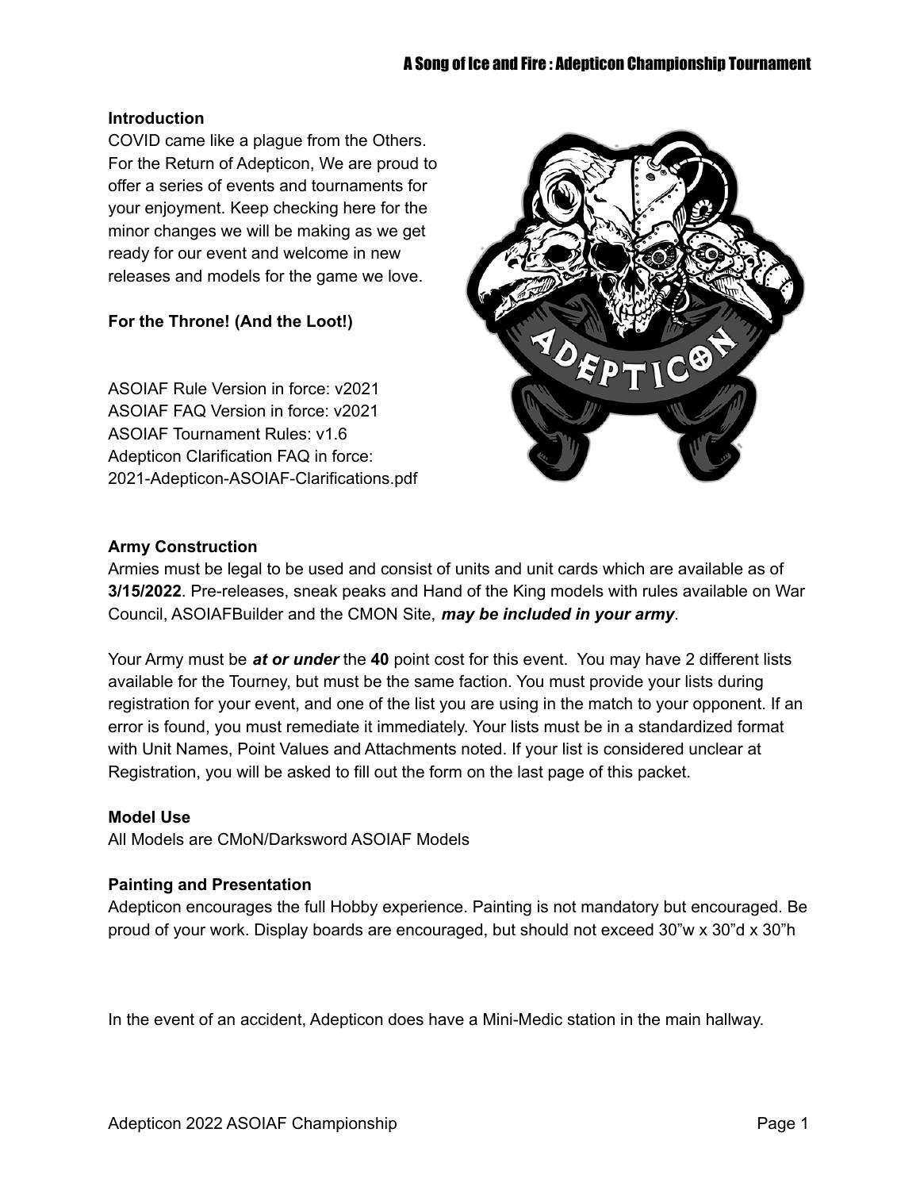## Introduction

COVID came like a plague from the Others. For the Return of Adepticon, We are proud to offer a series of events and tournaments for your enjoyment. Keep checking here for the minor changes we will be making as we get ready for our event and welcome in new releases and models for the game we love.

**For the Throne! (And the Loot!)**

ASOIAF Rule Version in force: v2021
ASOIAF FAQ Version in force: v2021
ASOIAF Tournament Rules: v1.6
Adepticon Clarification FAQ in force: 2021-Adepticon-ASOIAF-Clarifications.pdf

## Army Construction

Armies must be legal to be used and consist of units and unit cards which are available as of **3/15/2022**. Pre-releases, sneak peaks and Hand of the King models with rules available on War Council, ASOIAFBuilder and the CMON Site, ***may be included in your army***.

Your Army must be ***at or under*** the **40** point cost for this event. You may have 2 different lists available for the Tourney, but must be the same faction. You must provide your lists during registration for your event, and one of the list you are using in the match to your opponent. If an error is found, you must remediate it immediately. Your lists must be in a standardized format with Unit Names, Point Values and Attachments noted. If your list is considered unclear at Registration, you will be asked to fill out the form on the last page of this packet.

## Model Use

All Models are CMoN/Darksword ASOIAF Models

## Painting and Presentation

Adepticon encourages the full Hobby experience. Painting is not mandatory but encouraged. Be proud of your work. Display boards are encouraged, but should not exceed 30"w x 30"d x 30"h

In the event of an accident, Adepticon does have a Mini-Medic station in the main hallway.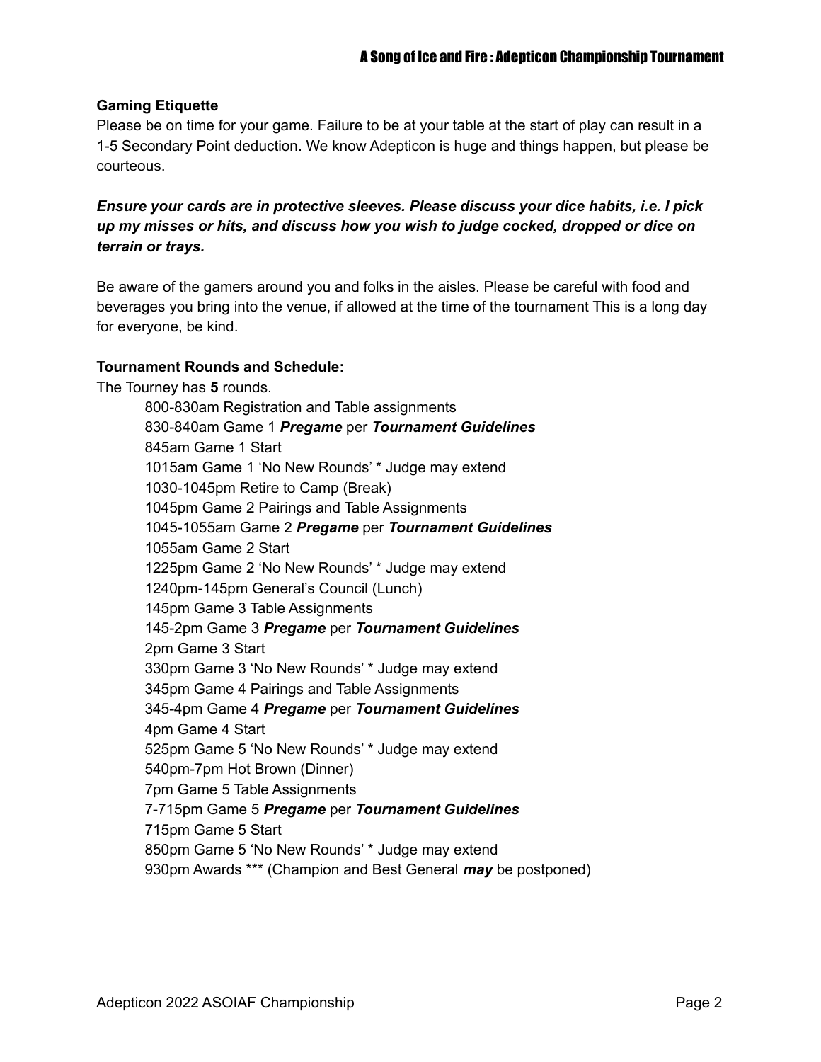**Gaming Etiquette**

Please be on time for your game. Failure to be at your table at the start of play can result in a 1-5 Secondary Point deduction. We know Adepticon is huge and things happen, but please be courteous.

***Ensure your cards are in protective sleeves. Please discuss your dice habits, i.e. I pick up my misses or hits, and discuss how you wish to judge cocked, dropped or dice on terrain or trays.***

Be aware of the gamers around you and folks in the aisles. Please be careful with food and beverages you bring into the venue, if allowed at the time of the tournament This is a long day for everyone, be kind.

**Tournament Rounds and Schedule:**

The Tourney has **5** rounds.

- 800-830am Registration and Table assignments
- 830-840am Game 1 ***Pregame*** per ***Tournament Guidelines***
- 845am Game 1 Start
- 1015am Game 1 'No New Rounds' * Judge may extend
- 1030-1045pm Retire to Camp (Break)
- 1045pm Game 2 Pairings and Table Assignments
- 1045-1055am Game 2 ***Pregame*** per ***Tournament Guidelines***
- 1055am Game 2 Start
- 1225pm Game 2 'No New Rounds' * Judge may extend
- 1240pm-145pm General's Council (Lunch)
- 145pm Game 3 Table Assignments
- 145-2pm Game 3 ***Pregame*** per ***Tournament Guidelines***
- 2pm Game 3 Start
- 330pm Game 3 'No New Rounds' * Judge may extend
- 345pm Game 4 Pairings and Table Assignments
- 345-4pm Game 4 ***Pregame*** per ***Tournament Guidelines***
- 4pm Game 4 Start
- 525pm Game 5 'No New Rounds' * Judge may extend
- 540pm-7pm Hot Brown (Dinner)
- 7pm Game 5 Table Assignments
- 7-715pm Game 5 ***Pregame*** per ***Tournament Guidelines***
- 715pm Game 5 Start
- 850pm Game 5 'No New Rounds' * Judge may extend
- 930pm Awards *** (Champion and Best General ***may*** be postponed)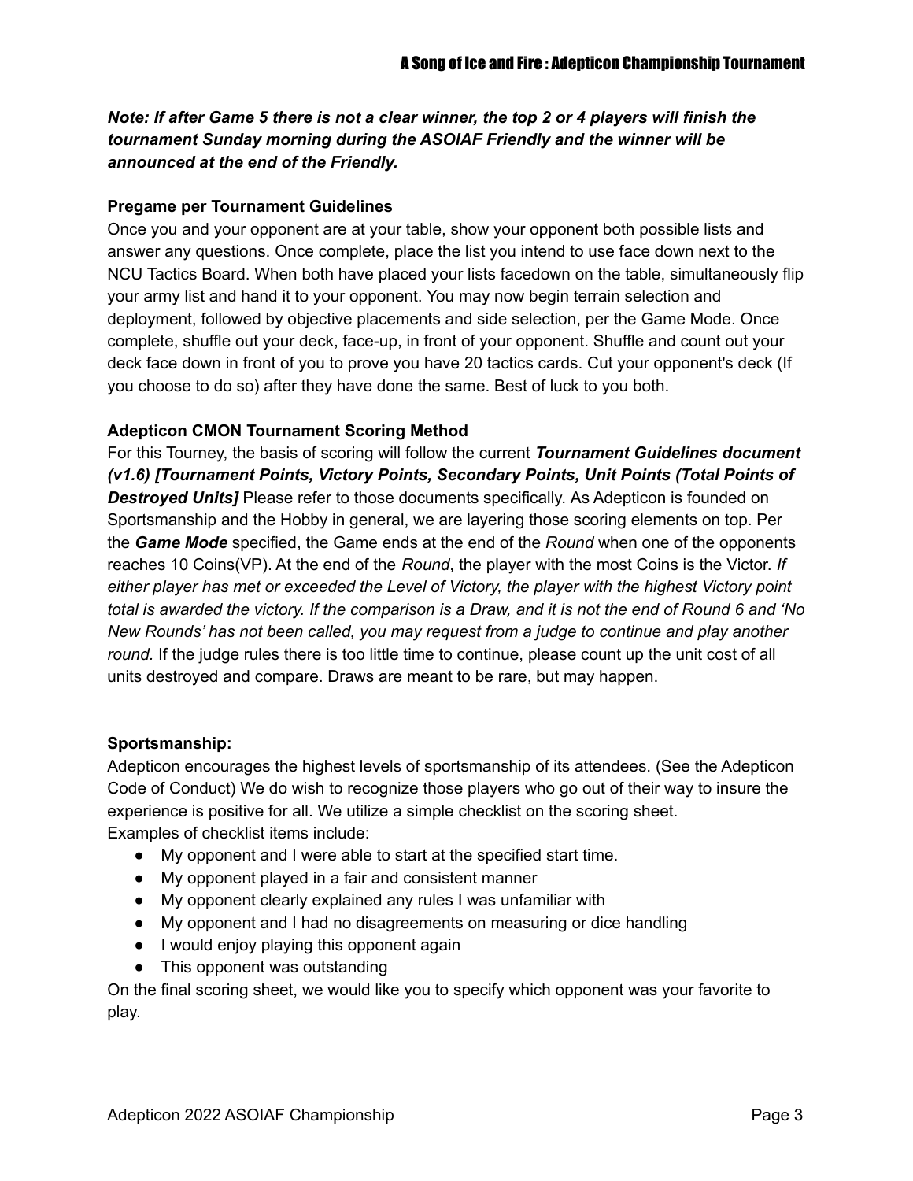***Note: If after Game 5 there is not a clear winner, the top 2 or 4 players will finish the tournament Sunday morning during the ASOIAF Friendly and the winner will be announced at the end of the Friendly.***

**Pregame per Tournament Guidelines**

Once you and your opponent are at your table, show your opponent both possible lists and answer any questions. Once complete, place the list you intend to use face down next to the NCU Tactics Board. When both have placed your lists facedown on the table, simultaneously flip your army list and hand it to your opponent. You may now begin terrain selection and deployment, followed by objective placements and side selection, per the Game Mode. Once complete, shuffle out your deck, face-up, in front of your opponent. Shuffle and count out your deck face down in front of you to prove you have 20 tactics cards. Cut your opponent's deck (If you choose to do so) after they have done the same. Best of luck to you both.

**Adepticon CMON Tournament Scoring Method**

For this Tourney, the basis of scoring will follow the current ***Tournament Guidelines document (v1.6) [Tournament Points, Victory Points, Secondary Points, Unit Points (Total Points of Destroyed Units]*** Please refer to those documents specifically. As Adepticon is founded on Sportsmanship and the Hobby in general, we are layering those scoring elements on top. Per the ***Game Mode*** specified, the Game ends at the end of the *Round* when one of the opponents reaches 10 Coins(VP). At the end of the *Round*, the player with the most Coins is the Victor. *If either player has met or exceeded the Level of Victory, the player with the highest Victory point total is awarded the victory. If the comparison is a Draw, and it is not the end of Round 6 and 'No New Rounds' has not been called, you may request from a judge to continue and play another round.* If the judge rules there is too little time to continue, please count up the unit cost of all units destroyed and compare. Draws are meant to be rare, but may happen.

**Sportsmanship:**

Adepticon encourages the highest levels of sportsmanship of its attendees. (See the Adepticon Code of Conduct) We do wish to recognize those players who go out of their way to insure the experience is positive for all. We utilize a simple checklist on the scoring sheet.
Examples of checklist items include:

- My opponent and I were able to start at the specified start time.
- My opponent played in a fair and consistent manner
- My opponent clearly explained any rules I was unfamiliar with
- My opponent and I had no disagreements on measuring or dice handling
- I would enjoy playing this opponent again
- This opponent was outstanding

On the final scoring sheet, we would like you to specify which opponent was your favorite to play.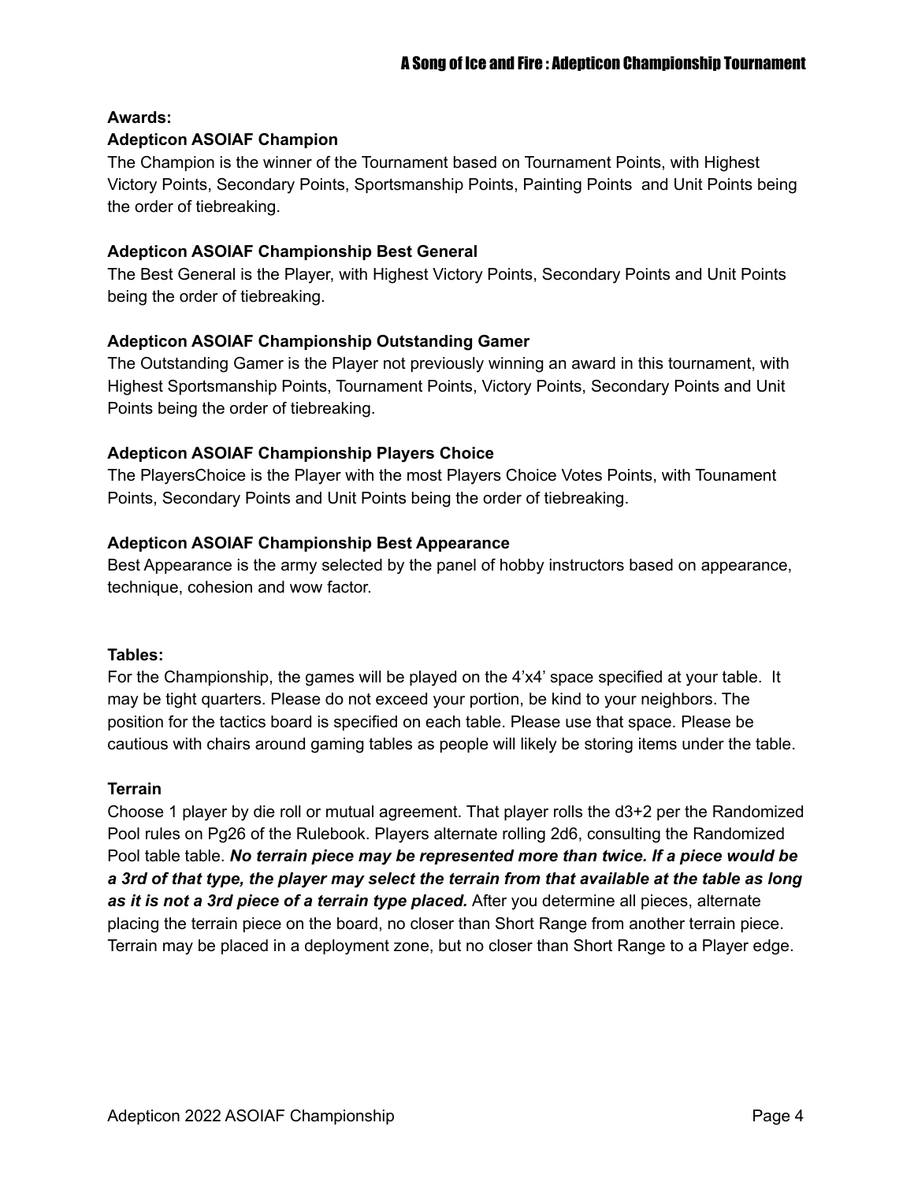**Awards:**

**Adepticon ASOIAF Champion**

The Champion is the winner of the Tournament based on Tournament Points, with Highest Victory Points, Secondary Points, Sportsmanship Points, Painting Points  and Unit Points being the order of tiebreaking.

**Adepticon ASOIAF Championship Best General**

The Best General is the Player, with Highest Victory Points, Secondary Points and Unit Points being the order of tiebreaking.

**Adepticon ASOIAF Championship Outstanding Gamer**

The Outstanding Gamer is the Player not previously winning an award in this tournament, with Highest Sportsmanship Points, Tournament Points, Victory Points, Secondary Points and Unit Points being the order of tiebreaking.

**Adepticon ASOIAF Championship Players Choice**

The PlayersChoice is the Player with the most Players Choice Votes Points, with Tounament Points, Secondary Points and Unit Points being the order of tiebreaking.

**Adepticon ASOIAF Championship Best Appearance**

Best Appearance is the army selected by the panel of hobby instructors based on appearance, technique, cohesion and wow factor.

**Tables:**

For the Championship, the games will be played on the 4’x4’ space specified at your table.  It may be tight quarters. Please do not exceed your portion, be kind to your neighbors. The position for the tactics board is specified on each table. Please use that space. Please be cautious with chairs around gaming tables as people will likely be storing items under the table.

**Terrain**

Choose 1 player by die roll or mutual agreement. That player rolls the d3+2 per the Randomized Pool rules on Pg26 of the Rulebook. Players alternate rolling 2d6, consulting the Randomized Pool table table. ***No terrain piece may be represented more than twice. If a piece would be a 3rd of that type, the player may select the terrain from that available at the table as long as it is not a 3rd piece of a terrain type placed.*** After you determine all pieces, alternate placing the terrain piece on the board, no closer than Short Range from another terrain piece. Terrain may be placed in a deployment zone, but no closer than Short Range to a Player edge.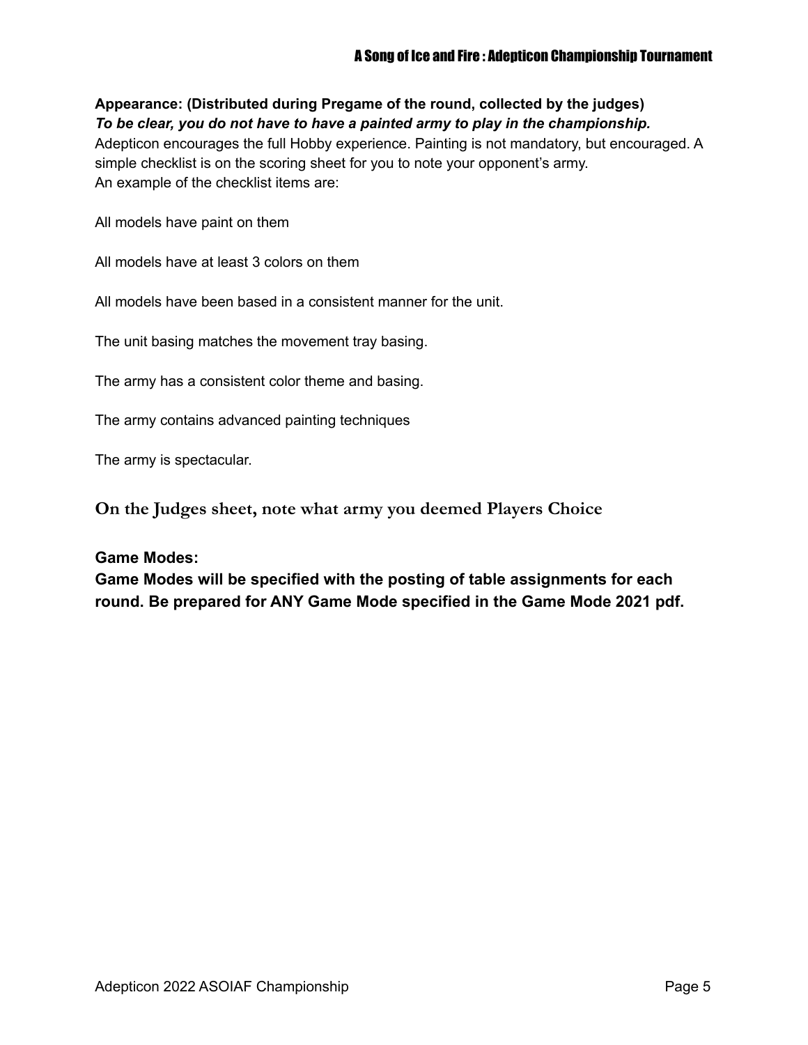**Appearance: (Distributed during Pregame of the round, collected by the judges)**
***To be clear, you do not have to have a painted army to play in the championship.***
Adepticon encourages the full Hobby experience. Painting is not mandatory, but encouraged. A simple checklist is on the scoring sheet for you to note your opponent's army.
An example of the checklist items are:

All models have paint on them

All models have at least 3 colors on them

All models have been based in a consistent manner for the unit.

The unit basing matches the movement tray basing.

The army has a consistent color theme and basing.

The army contains advanced painting techniques

The army is spectacular.

**On the Judges sheet, note what army you deemed Players Choice**

**Game Modes:**
**Game Modes will be specified with the posting of table assignments for each round. Be prepared for ANY Game Mode specified in the Game Mode 2021 pdf.**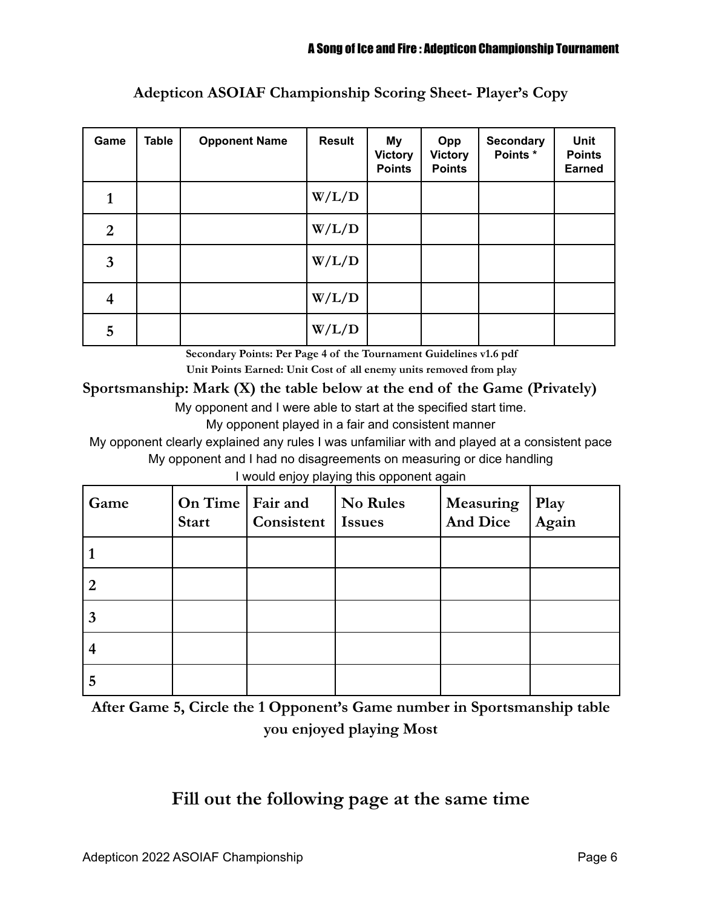## Adepticon ASOIAF Championship Scoring Sheet- Player's Copy

| Game | Table | Opponent Name | Result | My Victory Points | Opp Victory Points | Secondary Points * | Unit Points Earned |
|---|---|---|---|---|---|---|---|
| 1 | | | W/L/D | | | | |
| 2 | | | W/L/D | | | | |
| 3 | | | W/L/D | | | | |
| 4 | | | W/L/D | | | | |
| 5 | | | W/L/D | | | | |

**Secondary Points: Per Page 4 of the Tournament Guidelines v1.6 pdf**

**Unit Points Earned: Unit Cost of all enemy units removed from play**

**Sportsmanship: Mark (X) the table below at the end of the Game (Privately)**

My opponent and I were able to start at the specified start time.

My opponent played in a fair and consistent manner

My opponent clearly explained any rules I was unfamiliar with and played at a consistent pace

My opponent and I had no disagreements on measuring or dice handling

I would enjoy playing this opponent again

| Game | On Time Start | Fair and Consistent | No Rules Issues | Measuring And Dice | Play Again |
|---|---|---|---|---|---|
| 1 | | | | | |
| 2 | | | | | |
| 3 | | | | | |
| 4 | | | | | |
| 5 | | | | | |

**After Game 5, Circle the 1 Opponent's Game number in Sportsmanship table you enjoyed playing Most**

## Fill out the following page at the same time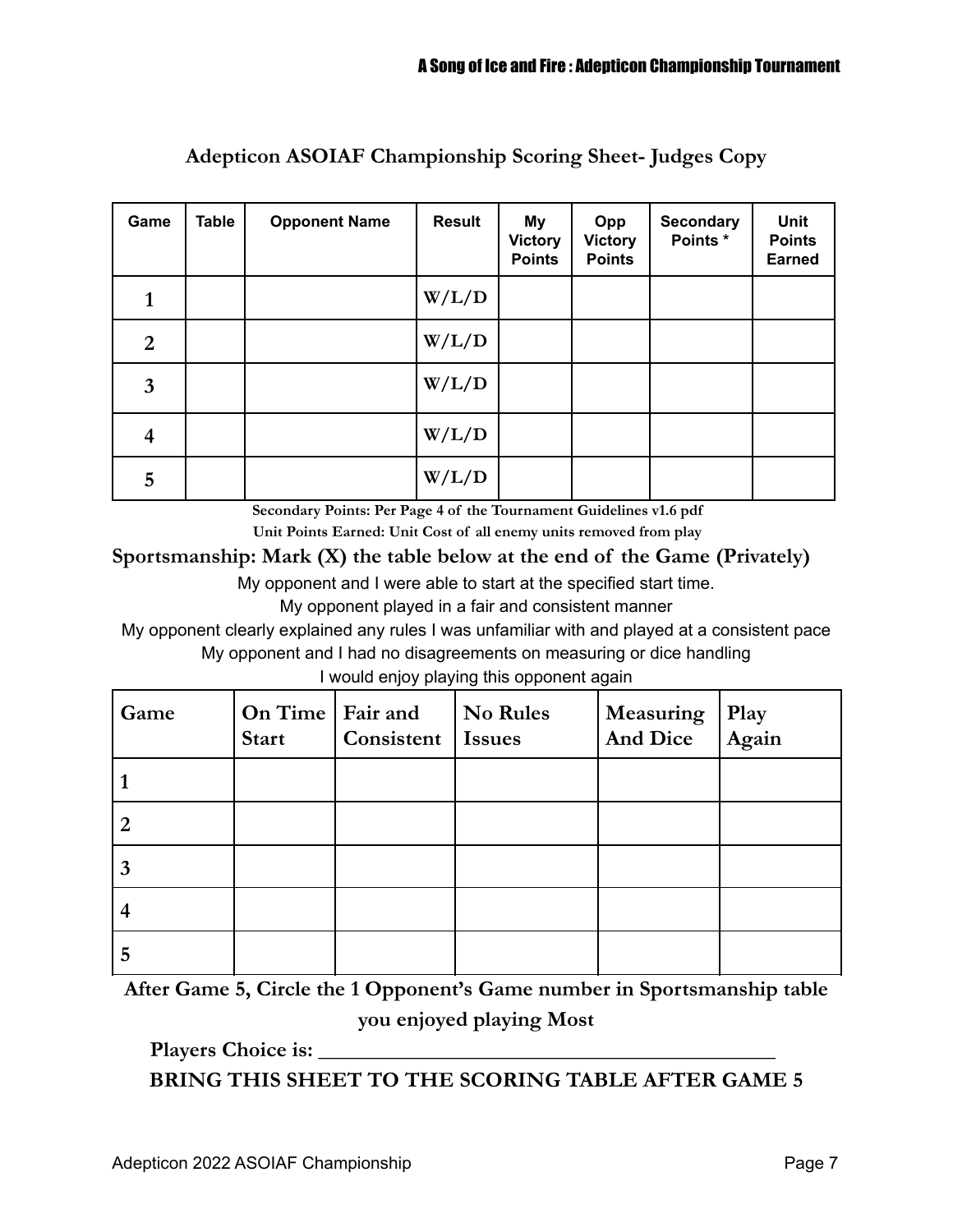## Adepticon ASOIAF Championship Scoring Sheet- Judges Copy

| Game | Table | Opponent Name | Result | My Victory Points | Opp Victory Points | Secondary Points * | Unit Points Earned |
|---|---|---|---|---|---|---|---|
| 1 | | | W/L/D | | | | |
| 2 | | | W/L/D | | | | |
| 3 | | | W/L/D | | | | |
| 4 | | | W/L/D | | | | |
| 5 | | | W/L/D | | | | |

**Secondary Points: Per Page 4 of the Tournament Guidelines v1.6 pdf**

**Unit Points Earned: Unit Cost of all enemy units removed from play**

**Sportsmanship: Mark (X) the table below at the end of the Game (Privately)**

My opponent and I were able to start at the specified start time.

My opponent played in a fair and consistent manner

My opponent clearly explained any rules I was unfamiliar with and played at a consistent pace

My opponent and I had no disagreements on measuring or dice handling

I would enjoy playing this opponent again

| Game | On Time Start | Fair and Consistent | No Rules Issues | Measuring And Dice | Play Again |
|---|---|---|---|---|---|
| 1 | | | | | |
| 2 | | | | | |
| 3 | | | | | |
| 4 | | | | | |
| 5 | | | | | |

**After Game 5, Circle the 1 Opponent's Game number in Sportsmanship table you enjoyed playing Most**

**Players Choice is: ___________________________________________**

**BRING THIS SHEET TO THE SCORING TABLE AFTER GAME 5**